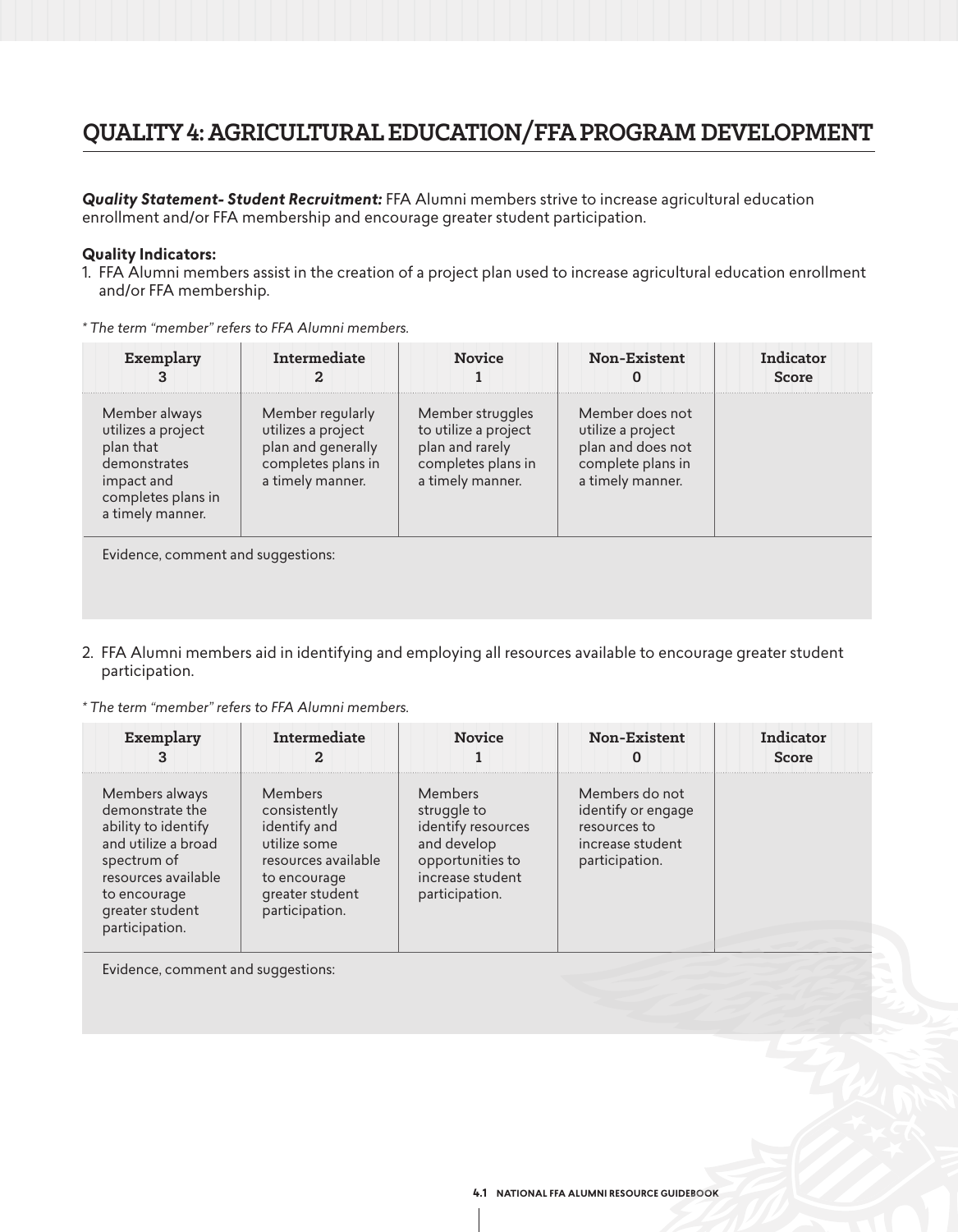# QUALITY 4: AGRICULTURAL EDUCATION/FFA PROGRAM DEVELOPMENT

***Quality Statement- Student Recruitment:*** FFA Alumni members strive to increase agricultural education enrollment and/or FFA membership and encourage greater student participation.

**Quality Indicators:**

1. FFA Alumni members assist in the creation of a project plan used to increase agricultural education enrollment and/or FFA membership.

*\* The term "member" refers to FFA Alumni members.*

| Exemplary 3 | Intermediate 2 | Novice 1 | Non-Existent 0 | Indicator Score |
|---|---|---|---|---|
| Member always utilizes a project plan that demonstrates impact and completes plans in a timely manner. | Member regularly utilizes a project plan and generally completes plans in a timely manner. | Member struggles to utilize a project plan and rarely completes plans in a timely manner. | Member does not utilize a project plan and does not complete plans in a timely manner. | |
| Evidence, comment and suggestions: | | | | |

2. FFA Alumni members aid in identifying and employing all resources available to encourage greater student participation.

*\* The term "member" refers to FFA Alumni members.*

| Exemplary 3 | Intermediate 2 | Novice 1 | Non-Existent 0 | Indicator Score |
|---|---|---|---|---|
| Members always demonstrate the ability to identify and utilize a broad spectrum of resources available to encourage greater student participation. | Members consistently identify and utilize some resources available to encourage greater student participation. | Members struggle to identify resources and develop opportunities to increase student participation. | Members do not identify or engage resources to increase student participation. | |
| Evidence, comment and suggestions: | | | | |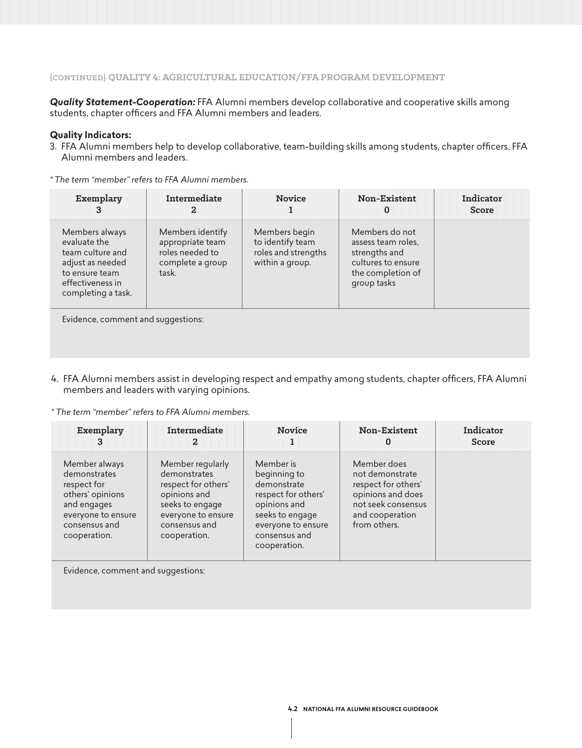### {CONTINUED} QUALITY 4: AGRICULTURAL EDUCATION/FFA PROGRAM DEVELOPMENT

***Quality Statement-Cooperation:*** FFA Alumni members develop collaborative and cooperative skills among students, chapter officers and FFA Alumni members and leaders.

**Quality Indicators:**

3. FFA Alumni members help to develop collaborative, team-building skills among students, chapter officers, FFA Alumni members and leaders.

*\* The term "member" refers to FFA Alumni members.*

| Exemplary 3 | Intermediate 2 | Novice 1 | Non-Existent 0 | Indicator Score |
|---|---|---|---|---|
| Members always evaluate the team culture and adjust as needed to ensure team effectiveness in completing a task. | Members identify appropriate team roles needed to complete a group task. | Members begin to identify team roles and strengths within a group. | Members do not assess team roles, strengths and cultures to ensure the completion of group tasks | |
| Evidence, comment and suggestions: | | | | |

4. FFA Alumni members assist in developing respect and empathy among students, chapter officers, FFA Alumni members and leaders with varying opinions.

*\* The term "member" refers to FFA Alumni members.*

| Exemplary 3 | Intermediate 2 | Novice 1 | Non-Existent 0 | Indicator Score |
|---|---|---|---|---|
| Member always demonstrates respect for others' opinions and engages everyone to ensure consensus and cooperation. | Member regularly demonstrates respect for others' opinions and seeks to engage everyone to ensure consensus and cooperation. | Member is beginning to demonstrate respect for others' opinions and seeks to engage everyone to ensure consensus and cooperation. | Member does not demonstrate respect for others' opinions and does not seek consensus and cooperation from others. | |
| Evidence, comment and suggestions: | | | | |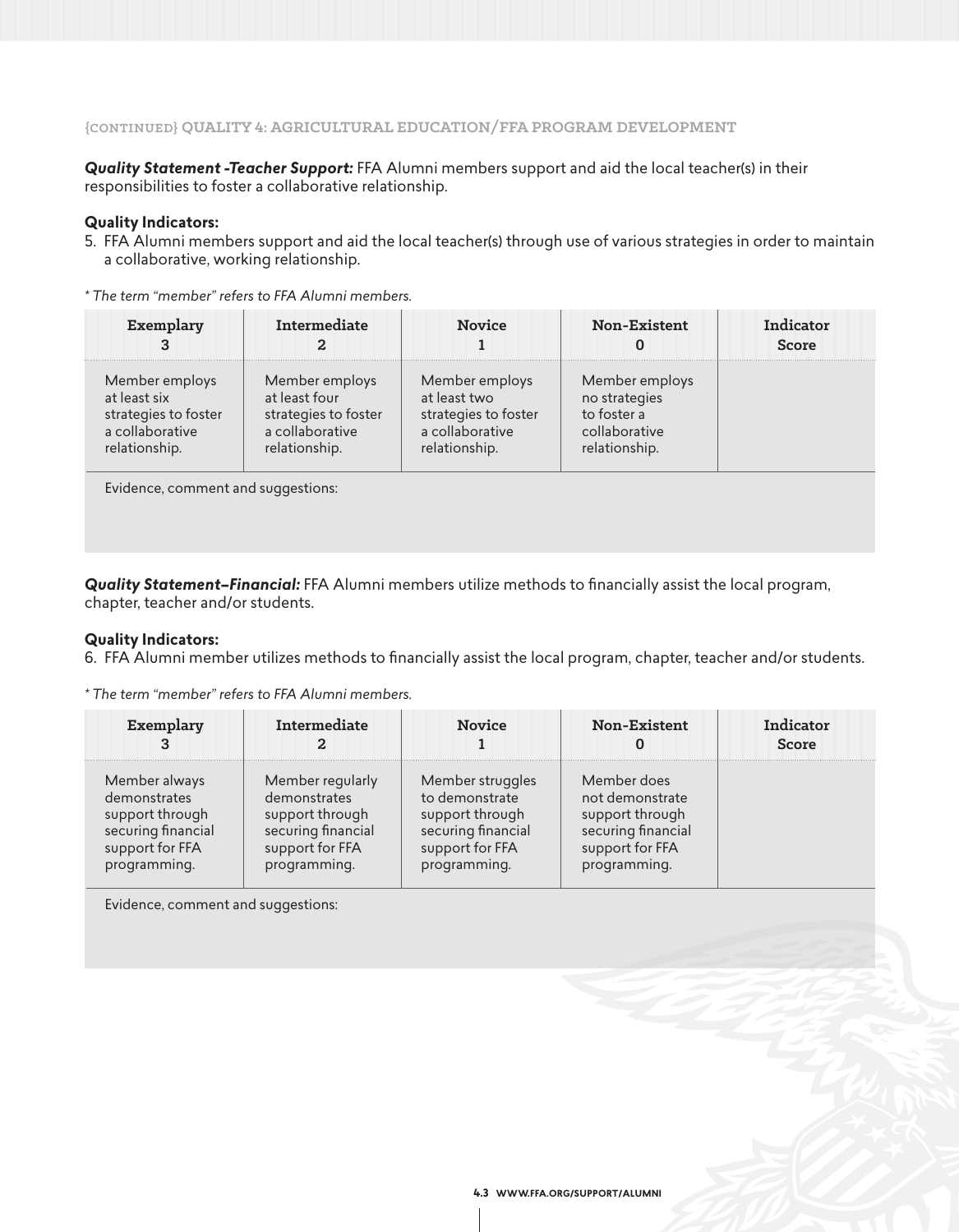### {CONTINUED} QUALITY 4: AGRICULTURAL EDUCATION/FFA PROGRAM DEVELOPMENT

***Quality Statement -Teacher Support:*** FFA Alumni members support and aid the local teacher(s) in their responsibilities to foster a collaborative relationship.

**Quality Indicators:**

5. FFA Alumni members support and aid the local teacher(s) through use of various strategies in order to maintain a collaborative, working relationship.

*\* The term "member" refers to FFA Alumni members.*

| Exemplary 3 | Intermediate 2 | Novice 1 | Non-Existent 0 | Indicator Score |
|---|---|---|---|---|
| Member employs at least six strategies to foster a collaborative relationship. | Member employs at least four strategies to foster a collaborative relationship. | Member employs at least two strategies to foster a collaborative relationship. | Member employs no strategies to foster a collaborative relationship. | |
| Evidence, comment and suggestions: | | | | |

***Quality Statement–Financial:*** FFA Alumni members utilize methods to financially assist the local program, chapter, teacher and/or students.

**Quality Indicators:**

6. FFA Alumni member utilizes methods to financially assist the local program, chapter, teacher and/or students.

*\* The term "member" refers to FFA Alumni members.*

| Exemplary 3 | Intermediate 2 | Novice 1 | Non-Existent 0 | Indicator Score |
|---|---|---|---|---|
| Member always demonstrates support through securing financial support for FFA programming. | Member regularly demonstrates support through securing financial support for FFA programming. | Member struggles to demonstrate support through securing financial support for FFA programming. | Member does not demonstrate support through securing financial support for FFA programming. | |
| Evidence, comment and suggestions: | | | | |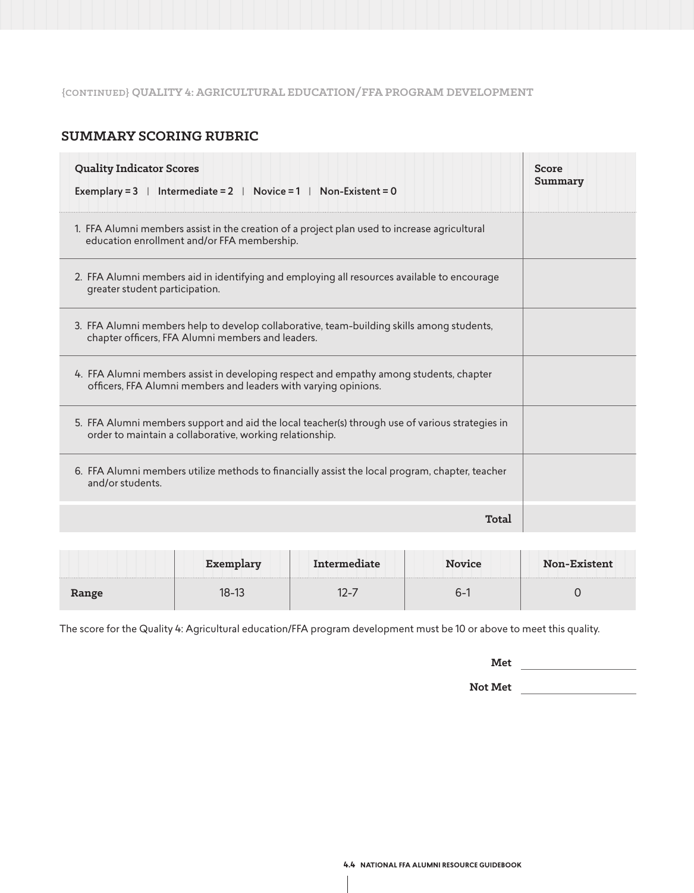{CONTINUED} QUALITY 4: AGRICULTURAL EDUCATION/FFA PROGRAM DEVELOPMENT

## SUMMARY SCORING RUBRIC

| **Quality Indicator Scores**<br>Exemplary = 3 \| Intermediate = 2 \| Novice = 1 \| Non-Existent = 0 | **Score Summary** |
|---|---|
| 1. FFA Alumni members assist in the creation of a project plan used to increase agricultural education enrollment and/or FFA membership. | |
| 2. FFA Alumni members aid in identifying and employing all resources available to encourage greater student participation. | |
| 3. FFA Alumni members help to develop collaborative, team-building skills among students, chapter officers, FFA Alumni members and leaders. | |
| 4. FFA Alumni members assist in developing respect and empathy among students, chapter officers, FFA Alumni members and leaders with varying opinions. | |
| 5. FFA Alumni members support and aid the local teacher(s) through use of various strategies in order to maintain a collaborative, working relationship. | |
| 6. FFA Alumni members utilize methods to financially assist the local program, chapter, teacher and/or students. | |
| **Total** | |

| | **Exemplary** | **Intermediate** | **Novice** | **Non-Existent** |
|---|---|---|---|---|
| **Range** | 18-13 | 12-7 | 6-1 | 0 |

The score for the Quality 4: Agricultural education/FFA program development must be 10 or above to meet this quality.

**Met** ____________________

**Not Met** ____________________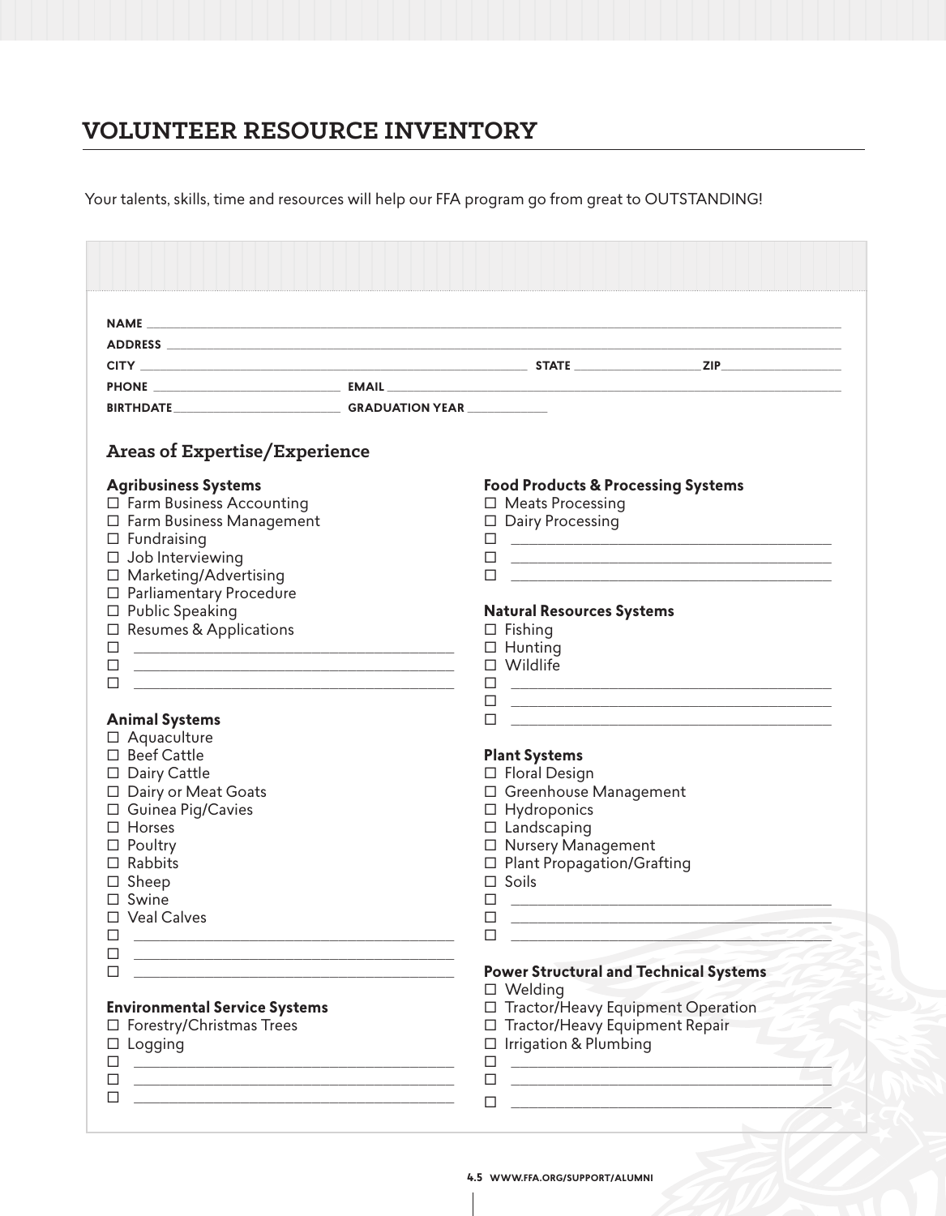# VOLUNTEER RESOURCE INVENTORY

Your talents, skills, time and resources will help our FFA program go from great to OUTSTANDING!

**NAME** ______________________________________________

**ADDRESS** ______________________________________________

**CITY** ______________________ **STATE** ____________ **ZIP** ____________

**PHONE** ____________________ **EMAIL** ______________________________

**BIRTHDATE** __________________ **GRADUATION YEAR** __________

## Areas of Expertise/Experience

### Agribusiness Systems

- ☐ Farm Business Accounting
- ☐ Farm Business Management
- ☐ Fundraising
- ☐ Job Interviewing
- ☐ Marketing/Advertising
- ☐ Parliamentary Procedure
- ☐ Public Speaking
- ☐ Resumes & Applications
- ☐ ______________________
- ☐ ______________________
- ☐ ______________________

### Animal Systems

- ☐ Aquaculture
- ☐ Beef Cattle
- ☐ Dairy Cattle
- ☐ Dairy or Meat Goats
- ☐ Guinea Pig/Cavies
- ☐ Horses
- ☐ Poultry
- ☐ Rabbits
- ☐ Sheep
- ☐ Swine
- ☐ Veal Calves
- ☐ ______________________
- ☐ ______________________
- ☐ ______________________

### Environmental Service Systems

- ☐ Forestry/Christmas Trees
- ☐ Logging
- ☐ ______________________
- ☐ ______________________
- ☐ ______________________

### Food Products & Processing Systems

- ☐ Meats Processing
- ☐ Dairy Processing
- ☐ ______________________
- ☐ ______________________
- ☐ ______________________

### Natural Resources Systems

- ☐ Fishing
- ☐ Hunting
- ☐ Wildlife
- ☐ ______________________
- ☐ ______________________
- ☐ ______________________

### Plant Systems

- ☐ Floral Design
- ☐ Greenhouse Management
- ☐ Hydroponics
- ☐ Landscaping
- ☐ Nursery Management
- ☐ Plant Propagation/Grafting
- ☐ Soils
- ☐ ______________________
- ☐ ______________________
- ☐ ______________________

### Power Structural and Technical Systems

- ☐ Welding
- ☐ Tractor/Heavy Equipment Operation
- ☐ Tractor/Heavy Equipment Repair
- ☐ Irrigation & Plumbing
- ☐ ______________________
- ☐ ______________________
- ☐ ______________________

4.5 WWW.FFA.ORG/SUPPORT/ALUMNI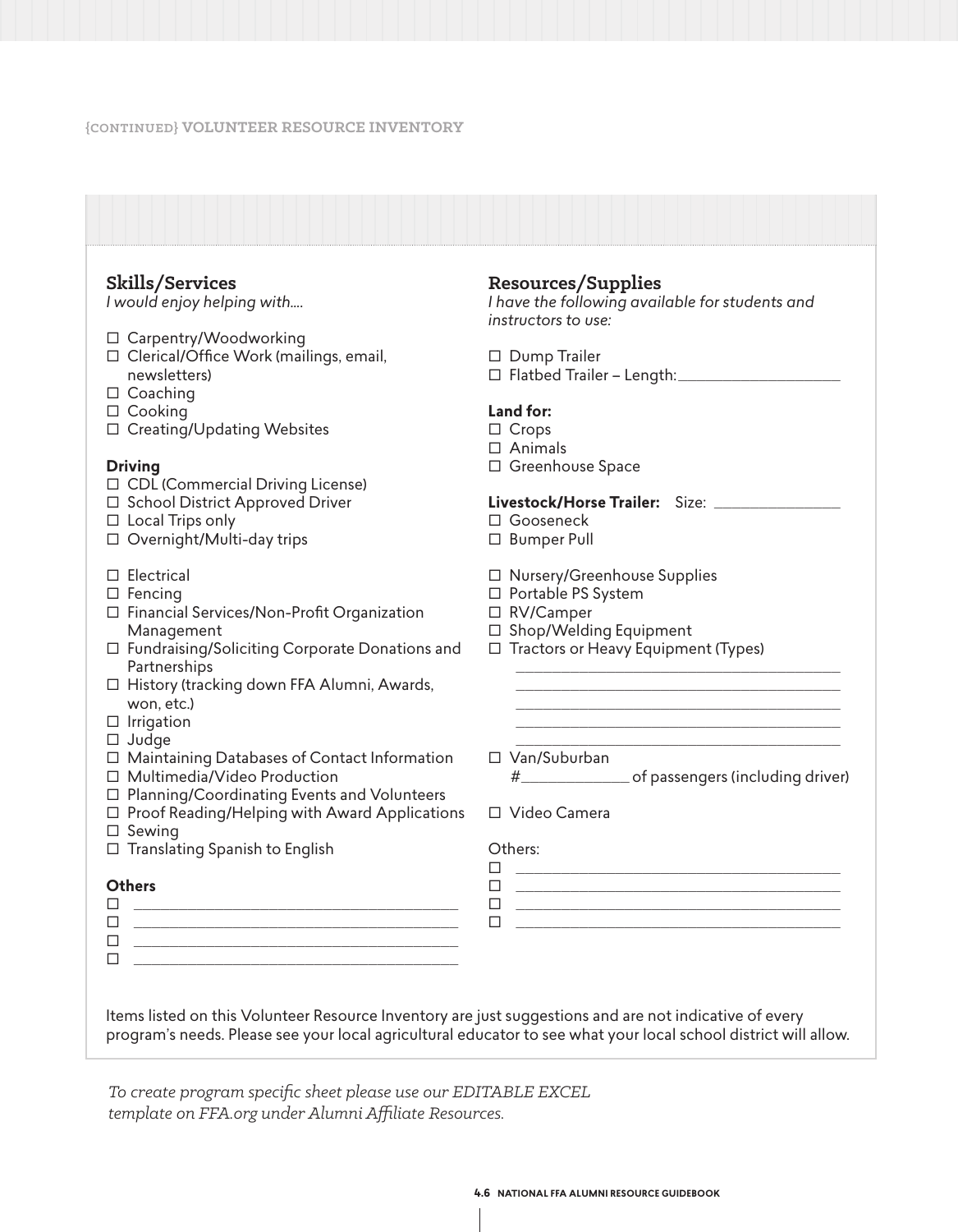{CONTINUED} VOLUNTEER RESOURCE INVENTORY

## Skills/Services

*I would enjoy helping with....*

- ☐ Carpentry/Woodworking
- ☐ Clerical/Office Work (mailings, email, newsletters)
- ☐ Coaching
- ☐ Cooking
- ☐ Creating/Updating Websites

**Driving**

- ☐ CDL (Commercial Driving License)
- ☐ School District Approved Driver
- ☐ Local Trips only
- ☐ Overnight/Multi-day trips

- ☐ Electrical
- ☐ Fencing
- ☐ Financial Services/Non-Profit Organization Management
- ☐ Fundraising/Soliciting Corporate Donations and Partnerships
- ☐ History (tracking down FFA Alumni, Awards, won, etc.)
- ☐ Irrigation
- ☐ Judge
- ☐ Maintaining Databases of Contact Information
- ☐ Multimedia/Video Production
- ☐ Planning/Coordinating Events and Volunteers
- ☐ Proof Reading/Helping with Award Applications
- ☐ Sewing
- ☐ Translating Spanish to English

**Others**

- ☐ ______________________________
- ☐ ______________________________
- ☐ ______________________________
- ☐ ______________________________

## Resources/Supplies

*I have the following available for students and instructors to use:*

- ☐ Dump Trailer
- ☐ Flatbed Trailer – Length: ______________

**Land for:**

- ☐ Crops
- ☐ Animals
- ☐ Greenhouse Space

**Livestock/Horse Trailer:** Size: ____________

- ☐ Gooseneck
- ☐ Bumper Pull

- ☐ Nursery/Greenhouse Supplies
- ☐ Portable PS System
- ☐ RV/Camper
- ☐ Shop/Welding Equipment
- ☐ Tractors or Heavy Equipment (Types)
  ______________________________
  ______________________________
  ______________________________
  ______________________________
  ______________________________
- ☐ Van/Suburban
  #__________ of passengers (including driver)

- ☐ Video Camera

Others:

- ☐ ______________________________
- ☐ ______________________________
- ☐ ______________________________
- ☐ ______________________________

Items listed on this Volunteer Resource Inventory are just suggestions and are not indicative of every program's needs. Please see your local agricultural educator to see what your local school district will allow.

*To create program specific sheet please use our EDITABLE EXCEL template on FFA.org under Alumni Affiliate Resources.*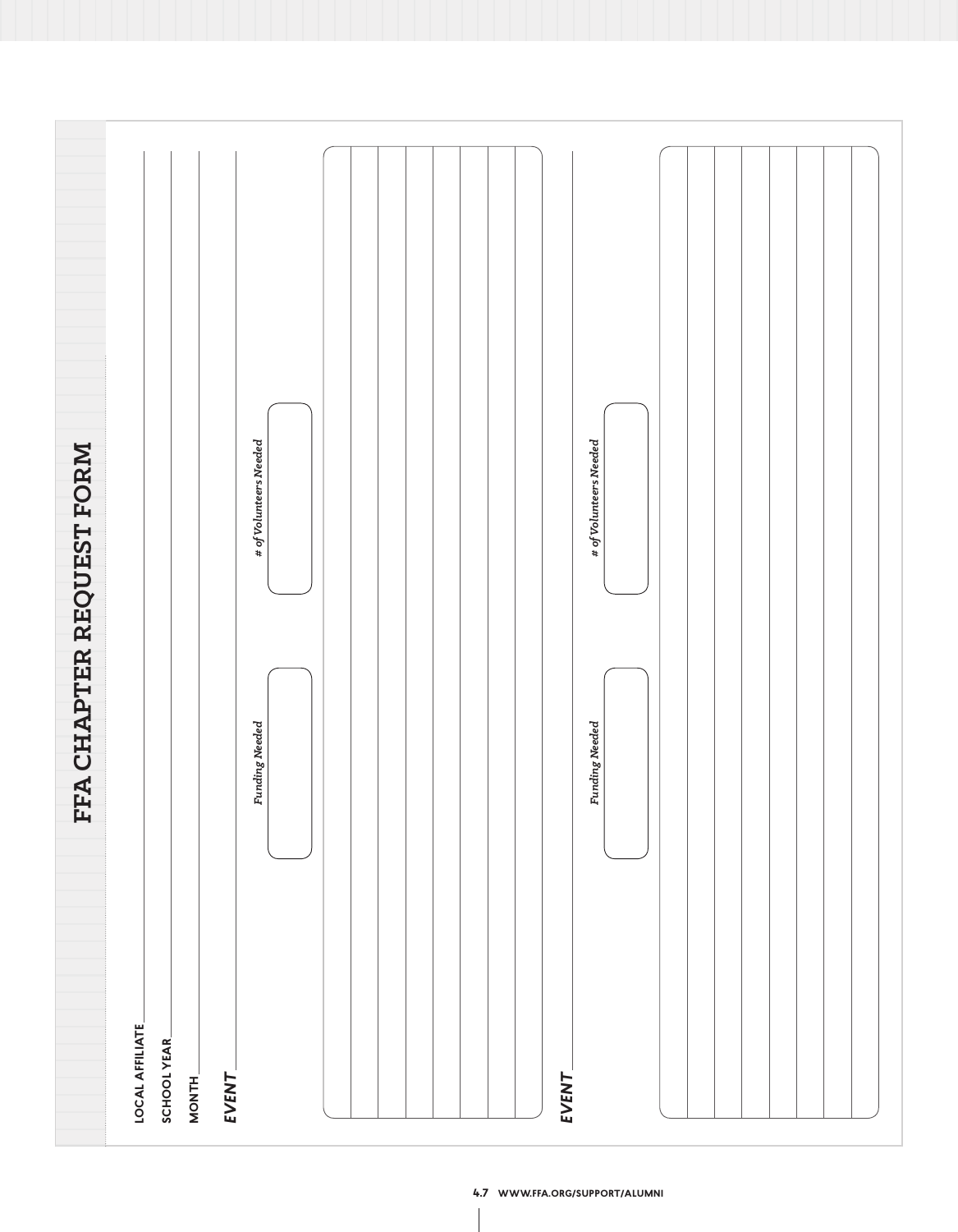# FFA CHAPTER REQUEST FORM

LOCAL AFFILIATE ____________________

SCHOOL YEAR ____________________

MONTH ____________________

***EVENT*** ____________________

*Funding Needed* | *# of Volunteers Needed*

***EVENT*** ____________________

*Funding Needed* | *# of Volunteers Needed*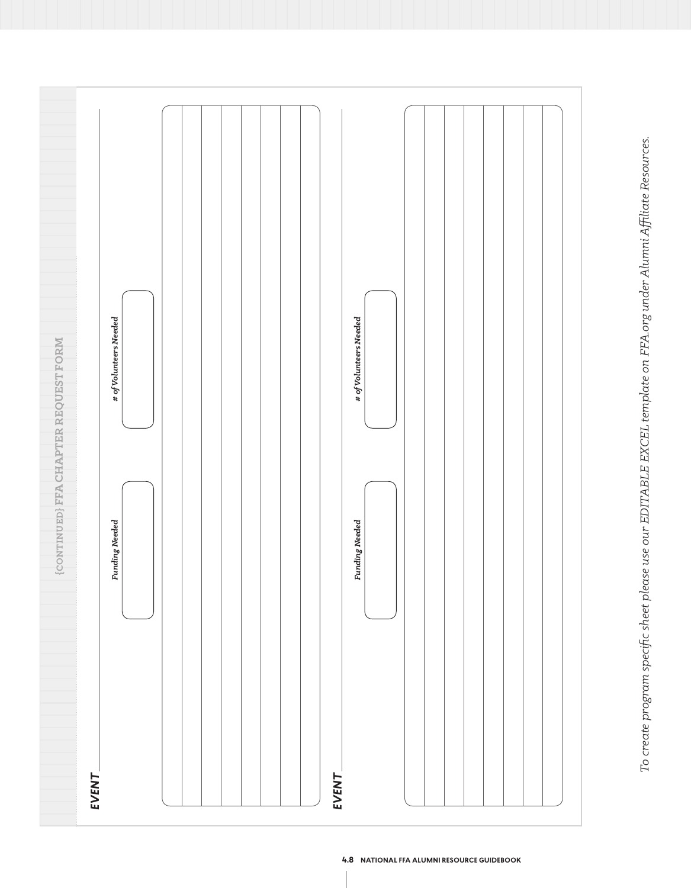## {CONTINUED} FFA CHAPTER REQUEST FORM

**EVENT** ____________________

*Funding Needed* ____________________

*# of Volunteers Needed* ____________________

| |
|---|
| |
| |
| |
| |
| |
| |
| |
| |

**EVENT** ____________________

*Funding Needed* ____________________

*# of Volunteers Needed* ____________________

| |
|---|
| |
| |
| |
| |
| |
| |
| |
| |

*To create program specific sheet please use our EDITABLE EXCEL template on FFA.org under Alumni Affiliate Resources.*